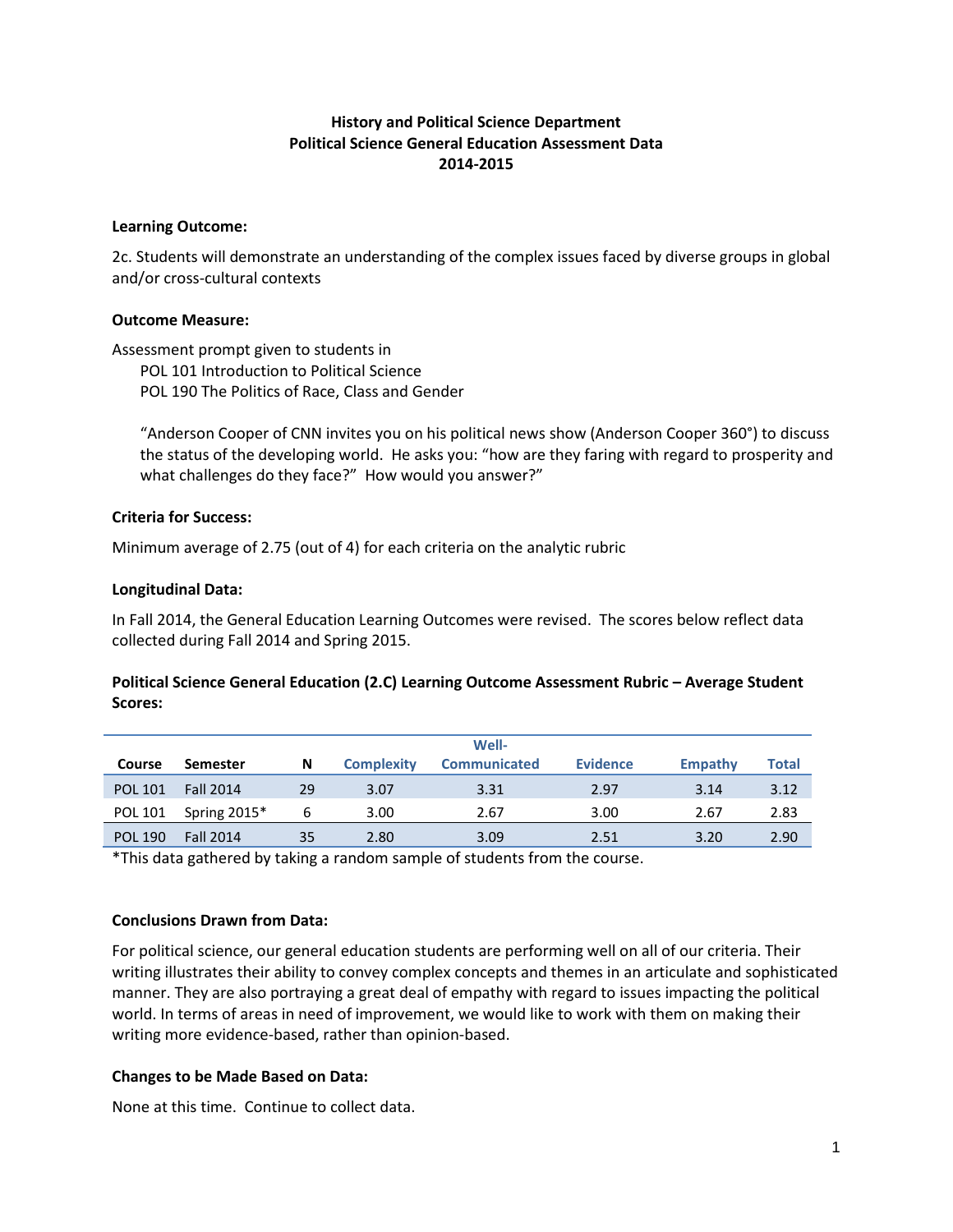# History and Political Science Department
## Political Science General Education Assessment Data
## 2014-2015

**Learning Outcome:**

2c. Students will demonstrate an understanding of the complex issues faced by diverse groups in global and/or cross-cultural contexts

**Outcome Measure:**

Assessment prompt given to students in

POL 101 Introduction to Political Science
POL 190 The Politics of Race, Class and Gender

"Anderson Cooper of CNN invites you on his political news show (Anderson Cooper 360°) to discuss the status of the developing world. He asks you: "how are they faring with regard to prosperity and what challenges do they face?" How would you answer?"

**Criteria for Success:**

Minimum average of 2.75 (out of 4) for each criteria on the analytic rubric

**Longitudinal Data:**

In Fall 2014, the General Education Learning Outcomes were revised. The scores below reflect data collected during Fall 2014 and Spring 2015.

**Political Science General Education (2.C) Learning Outcome Assessment Rubric – Average Student Scores:**

| Course | Semester | N | Complexity | Well-Communicated | Evidence | Empathy | Total |
|---|---|---|---|---|---|---|---|
| POL 101 | Fall 2014 | 29 | 3.07 | 3.31 | 2.97 | 3.14 | 3.12 |
| POL 101 | Spring 2015* | 6 | 3.00 | 2.67 | 3.00 | 2.67 | 2.83 |
| POL 190 | Fall 2014 | 35 | 2.80 | 3.09 | 2.51 | 3.20 | 2.90 |

*This data gathered by taking a random sample of students from the course.

**Conclusions Drawn from Data:**

For political science, our general education students are performing well on all of our criteria. Their writing illustrates their ability to convey complex concepts and themes in an articulate and sophisticated manner. They are also portraying a great deal of empathy with regard to issues impacting the political world. In terms of areas in need of improvement, we would like to work with them on making their writing more evidence-based, rather than opinion-based.

**Changes to be Made Based on Data:**

None at this time. Continue to collect data.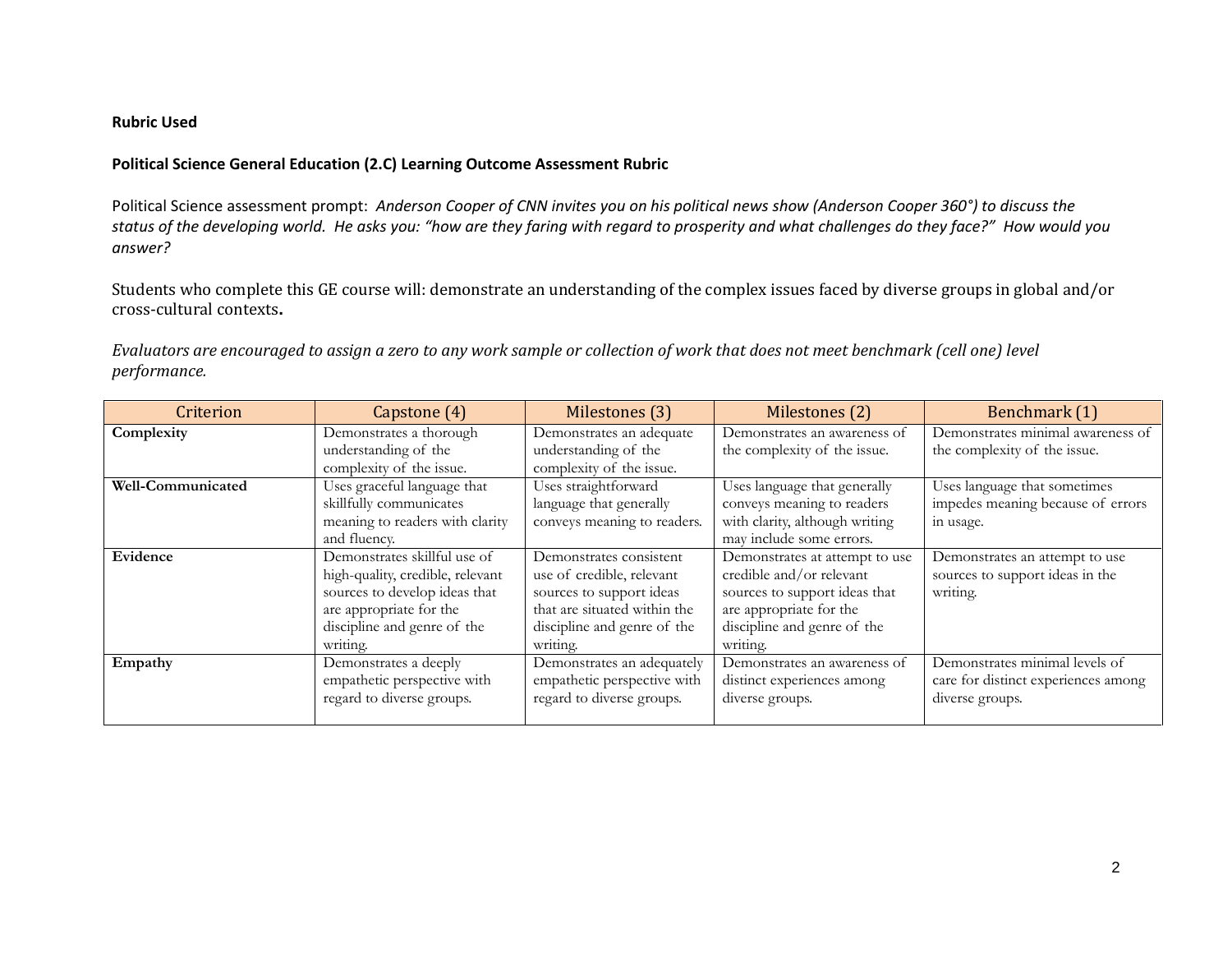**Rubric Used**

**Political Science General Education (2.C) Learning Outcome Assessment Rubric**

Political Science assessment prompt: *Anderson Cooper of CNN invites you on his political news show (Anderson Cooper 360°) to discuss the status of the developing world. He asks you: "how are they faring with regard to prosperity and what challenges do they face?" How would you answer?*

Students who complete this GE course will: demonstrate an understanding of the complex issues faced by diverse groups in global and/or cross-cultural contexts**.**

*Evaluators are encouraged to assign a zero to any work sample or collection of work that does not meet benchmark (cell one) level performance.*

| Criterion | Capstone (4) | Milestones (3) | Milestones (2) | Benchmark (1) |
|---|---|---|---|---|
| **Complexity** | Demonstrates a thorough understanding of the complexity of the issue. | Demonstrates an adequate understanding of the complexity of the issue. | Demonstrates an awareness of the complexity of the issue. | Demonstrates minimal awareness of the complexity of the issue. |
| **Well-Communicated** | Uses graceful language that skillfully communicates meaning to readers with clarity and fluency. | Uses straightforward language that generally conveys meaning to readers. | Uses language that generally conveys meaning to readers with clarity, although writing may include some errors. | Uses language that sometimes impedes meaning because of errors in usage. |
| **Evidence** | Demonstrates skillful use of high-quality, credible, relevant sources to develop ideas that are appropriate for the discipline and genre of the writing. | Demonstrates consistent use of credible, relevant sources to support ideas that are situated within the discipline and genre of the writing. | Demonstrates at attempt to use credible and/or relevant sources to support ideas that are appropriate for the discipline and genre of the writing. | Demonstrates an attempt to use sources to support ideas in the writing. |
| **Empathy** | Demonstrates a deeply empathetic perspective with regard to diverse groups. | Demonstrates an adequately empathetic perspective with regard to diverse groups. | Demonstrates an awareness of distinct experiences among diverse groups. | Demonstrates minimal levels of care for distinct experiences among diverse groups. |